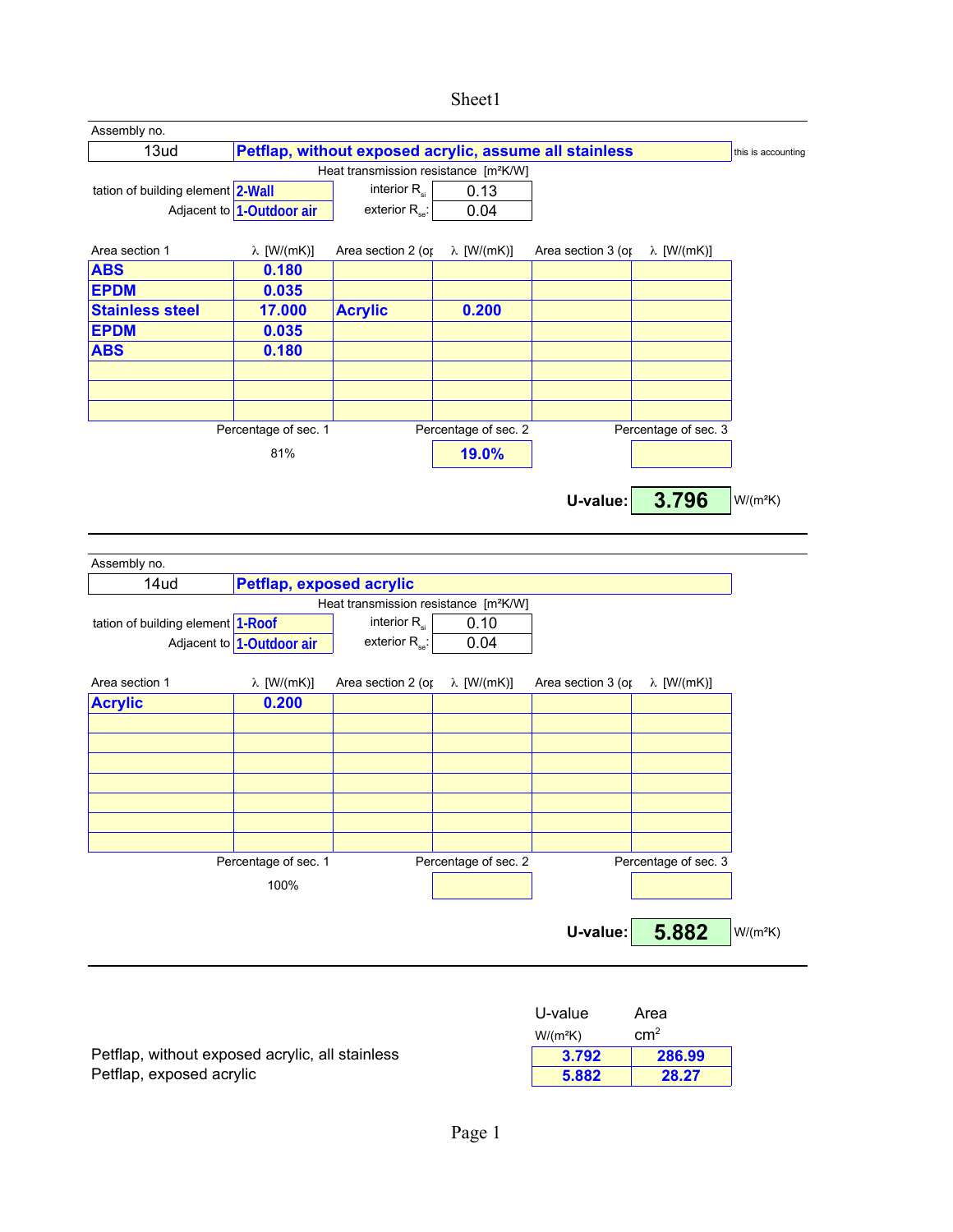# Sheet1

Assembly no.

| 13ud | Petflap, without exposed acrylic, assume all stainless | this is accounting |
|---|---|---|

Heat transmission resistance [m²K/W]

| tation of building element | 2-Wall | interior $R_{si}$ | 0.13 |
|---|---|---|---|
| Adjacent to | 1-Outdoor air | exterior $R_{se}$: | 0.04 |

| Area section 1 | λ [W/(mK)] | Area section 2 (op | λ [W/(mK)] | Area section 3 (op | λ [W/(mK)] |
|---|---|---|---|---|---|
| ABS | 0.180 | | | | |
| EPDM | 0.035 | | | | |
| Stainless steel | 17.000 | Acrylic | 0.200 | | |
| EPDM | 0.035 | | | | |
| ABS | 0.180 | | | | |
| | | | | | |
| | | | | | |
| | | | | | |

| Percentage of sec. 1 | Percentage of sec. 2 | Percentage of sec. 3 |
|---|---|---|
| 81% | 19.0% | |

**U-value: 3.796** W/(m²K)

---

Assembly no.

| 14ud | Petflap, exposed acrylic |
|---|---|

Heat transmission resistance [m²K/W]

| tation of building element | 1-Roof | interior $R_{si}$ | 0.10 |
|---|---|---|---|
| Adjacent to | 1-Outdoor air | exterior $R_{se}$: | 0.04 |

| Area section 1 | λ [W/(mK)] | Area section 2 (op | λ [W/(mK)] | Area section 3 (op | λ [W/(mK)] |
|---|---|---|---|---|---|
| Acrylic | 0.200 | | | | |
| | | | | | |
| | | | | | |
| | | | | | |
| | | | | | |
| | | | | | |
| | | | | | |
| | | | | | |

| Percentage of sec. 1 | Percentage of sec. 2 | Percentage of sec. 3 |
|---|---|---|
| 100% | | |

**U-value: 5.882** W/(m²K)

---

| | U-value W/(m²K) | Area cm² |
|---|---|---|
| Petflap, without exposed acrylic, all stainless | 3.792 | 286.99 |
| Petflap, exposed acrylic | 5.882 | 28.27 |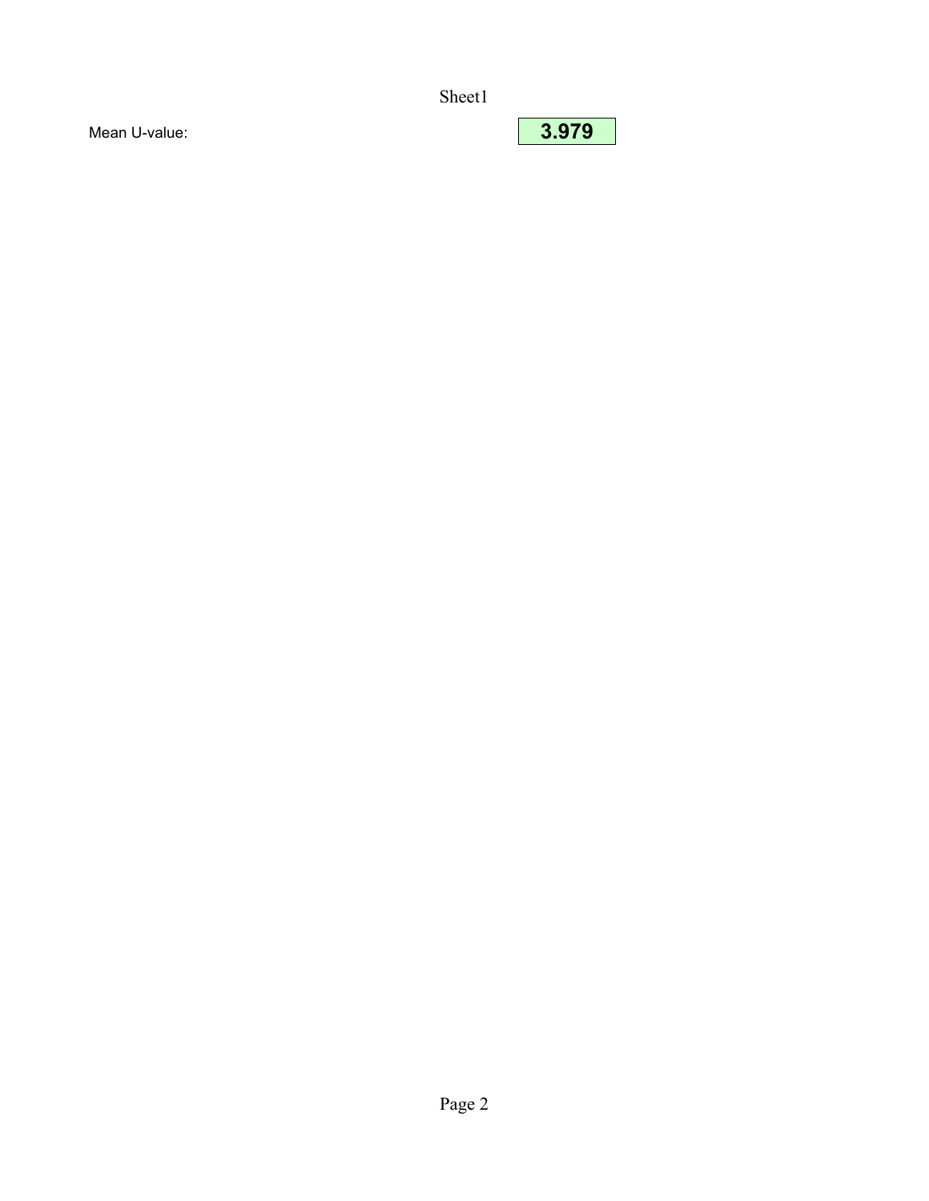| Mean U-value: | **3.979** |
|---|---|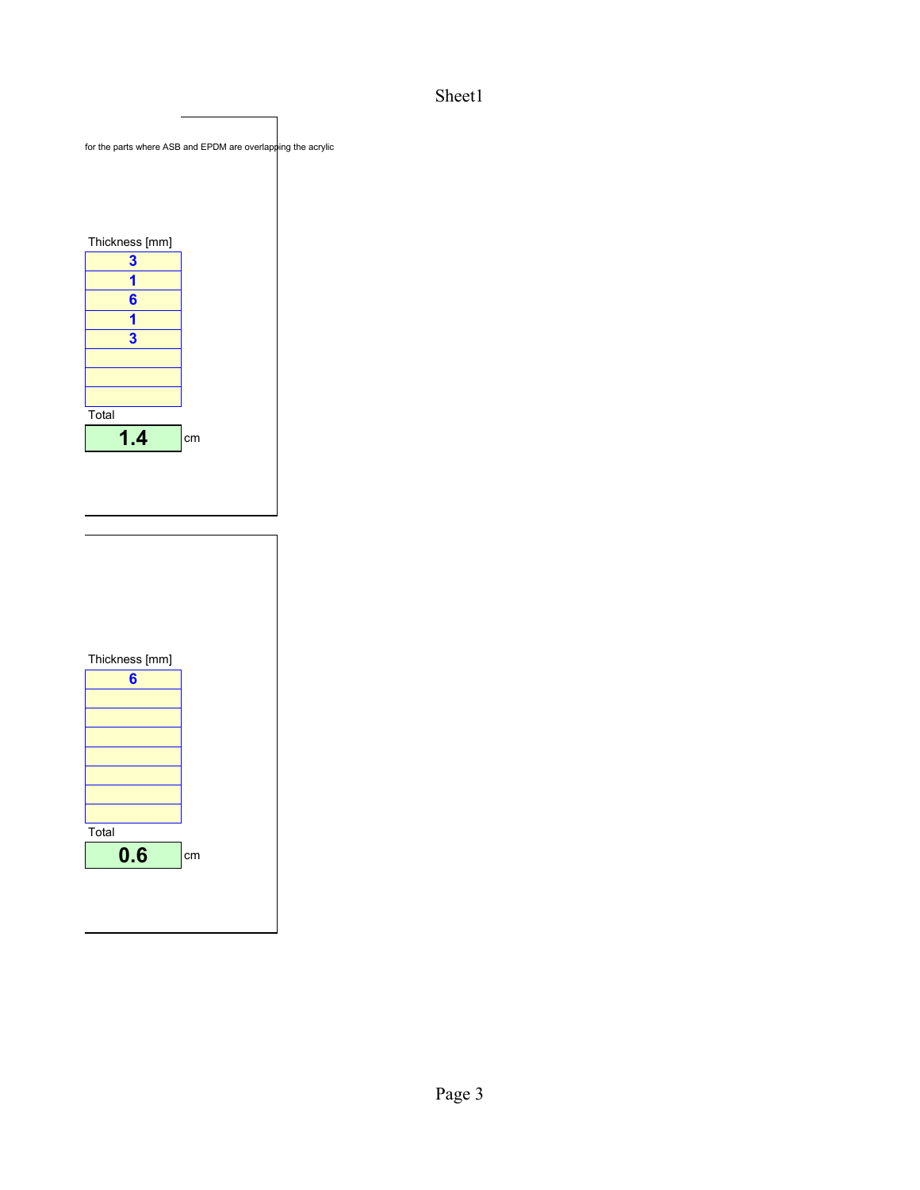for the parts where ASB and EPDM are overlapping the acrylic

| Thickness [mm] |
| --- |
| 3 |
| 1 |
| 6 |
| 1 |
| 3 |
| |
| |
| |

Total

| | |
| --- | --- |
| 1.4 | cm |

| Thickness [mm] |
| --- |
| 6 |
| |
| |
| |
| |
| |
| |
| |

Total

| | |
| --- | --- |
| 0.6 | cm |